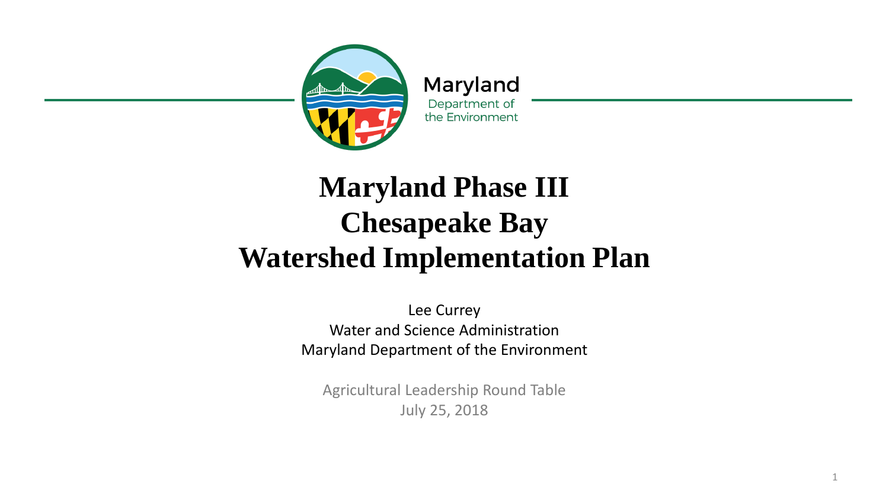Maryland
Department of
the Environment

# Maryland Phase III Chesapeake Bay Watershed Implementation Plan

Lee Currey
Water and Science Administration
Maryland Department of the Environment

Agricultural Leadership Round Table
July 25, 2018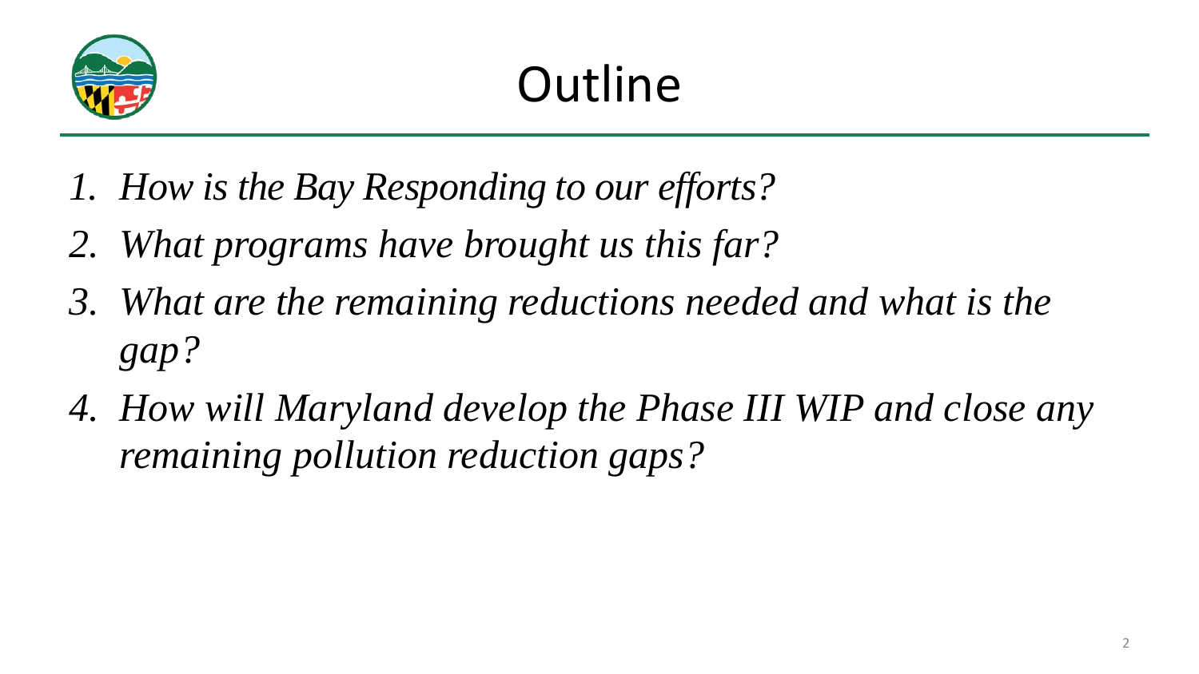# Outline

1. *How is the Bay Responding to our efforts?*
2. *What programs have brought us this far?*
3. *What are the remaining reductions needed and what is the gap?*
4. *How will Maryland develop the Phase III WIP and close any remaining pollution reduction gaps?*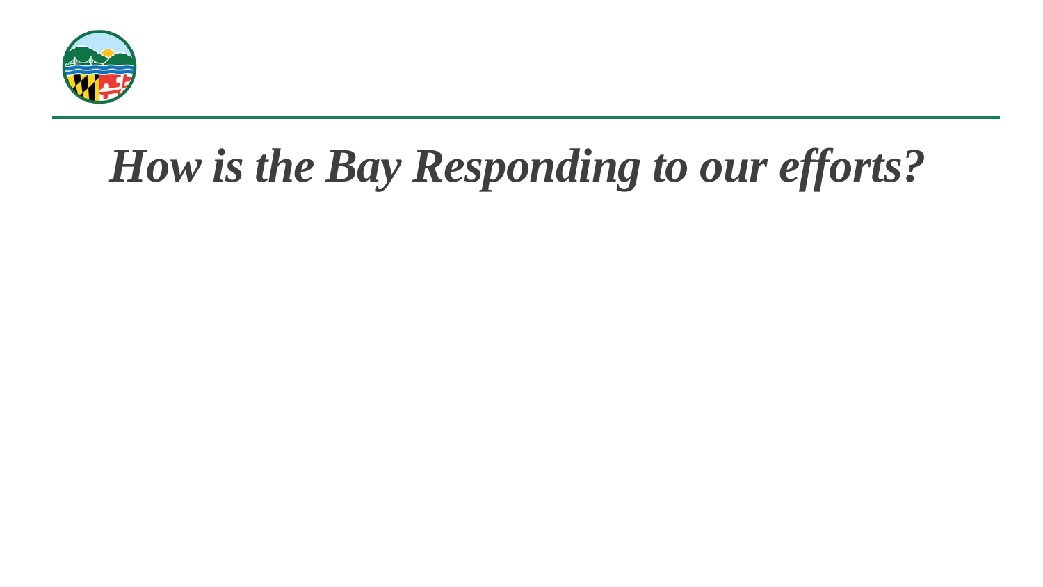# *How is the Bay Responding to our efforts?*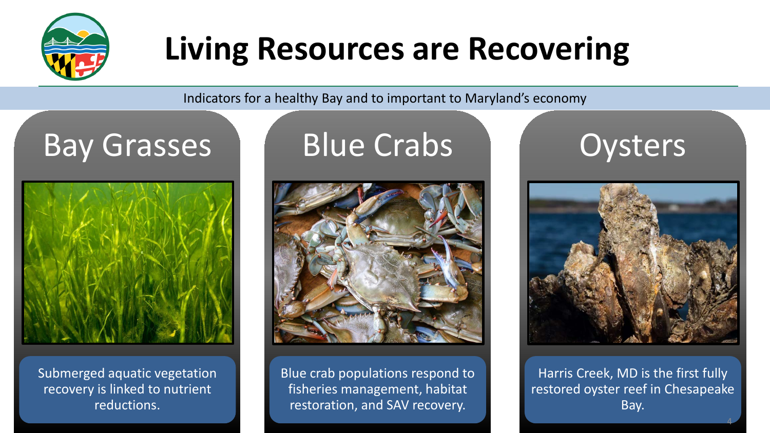# Living Resources are Recovering

Indicators for a healthy Bay and to important to Maryland's economy

## Bay Grasses

Submerged aquatic vegetation recovery is linked to nutrient reductions.

## Blue Crabs

Blue crab populations respond to fisheries management, habitat restoration, and SAV recovery.

## Oysters

Harris Creek, MD is the first fully restored oyster reef in Chesapeake Bay.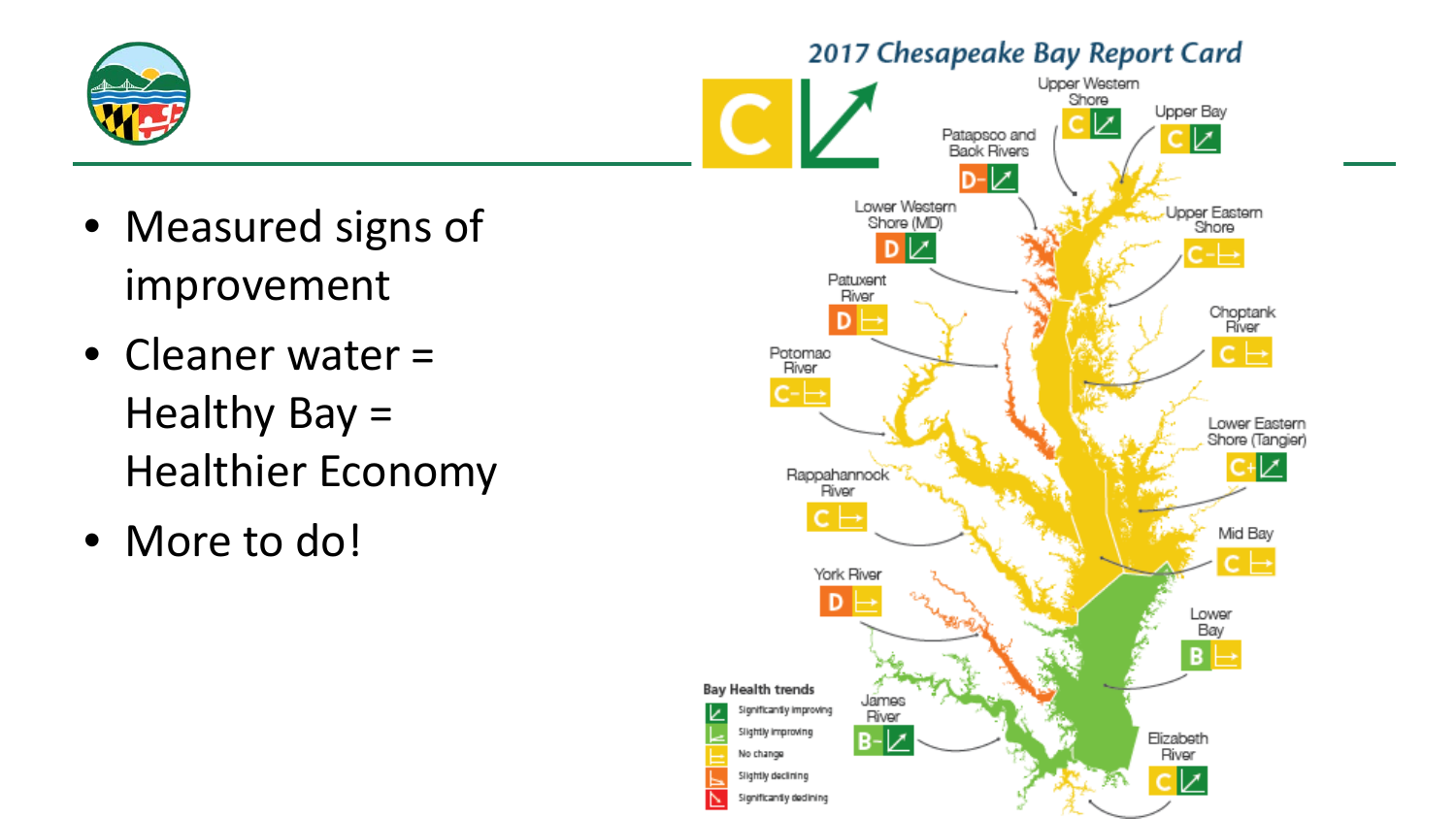- Measured signs of improvement
- Cleaner water = Healthy Bay = Healthier Economy
- More to do!

**2017 Chesapeake Bay Report Card**

C (Significantly improving)

| Region | Grade | Trend |
| --- | --- | --- |
| Upper Western Shore | C | Significantly improving |
| Upper Bay | C | Significantly improving |
| Patapsco and Back Rivers | D- | Significantly improving |
| Lower Western Shore (MD) | D | Significantly improving |
| Upper Eastern Shore | C- | No change |
| Patuxent River | D | No change |
| Choptank River | C | No change |
| Potomac River | C- | No change |
| Lower Eastern Shore (Tangier) | C+ | Significantly improving |
| Rappahannock River | C | No change |
| Mid Bay | C | No change |
| York River | D | No change |
| Lower Bay | B | No change |
| James River | B- | Significantly improving |
| Elizabeth River | C | Significantly improving |

**Bay Health trends**

- Significantly improving
- Slightly improving
- No change
- Slightly declining
- Significantly declining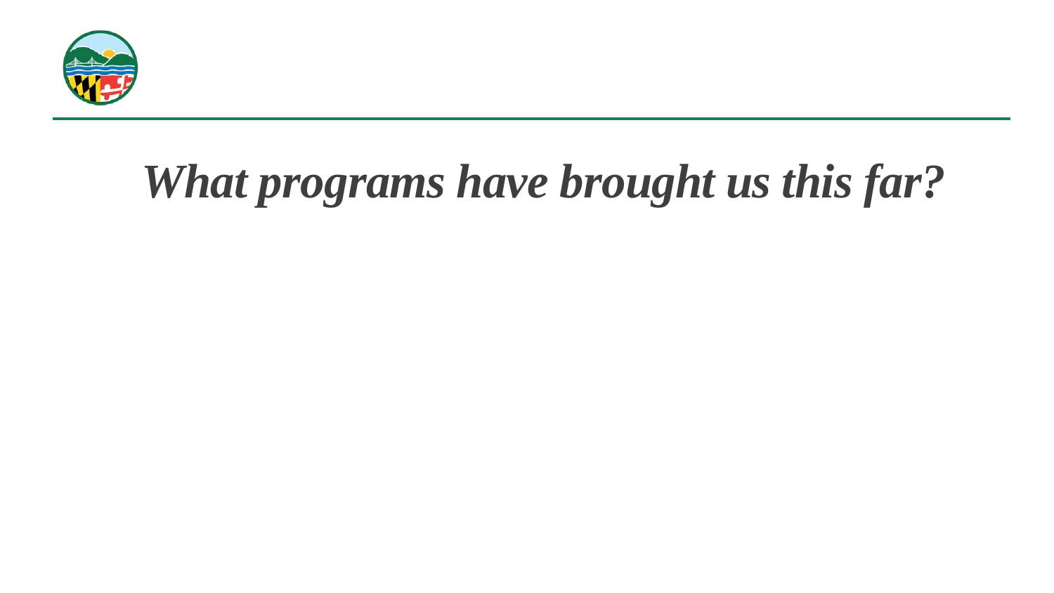# ***What programs have brought us this far?***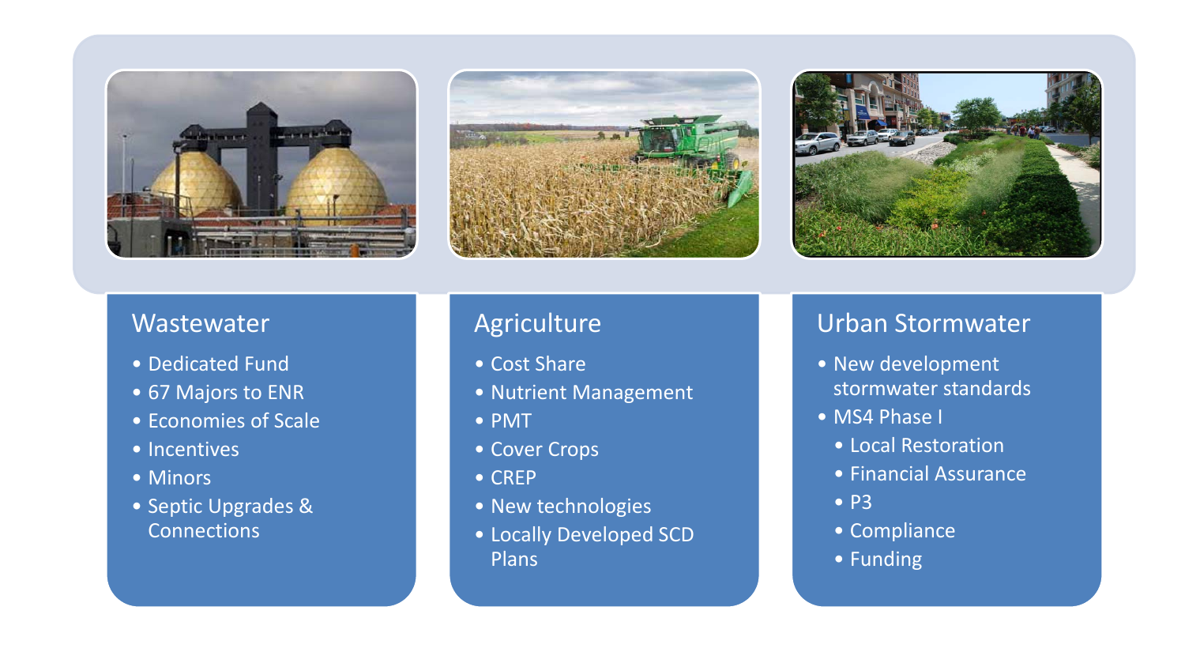## Wastewater

- Dedicated Fund
- 67 Majors to ENR
- Economies of Scale
- Incentives
- Minors
- Septic Upgrades & Connections

## Agriculture

- Cost Share
- Nutrient Management
- PMT
- Cover Crops
- CREP
- New technologies
- Locally Developed SCD Plans

## Urban Stormwater

- New development stormwater standards
- MS4 Phase I
  - Local Restoration
  - Financial Assurance
  - P3
  - Compliance
  - Funding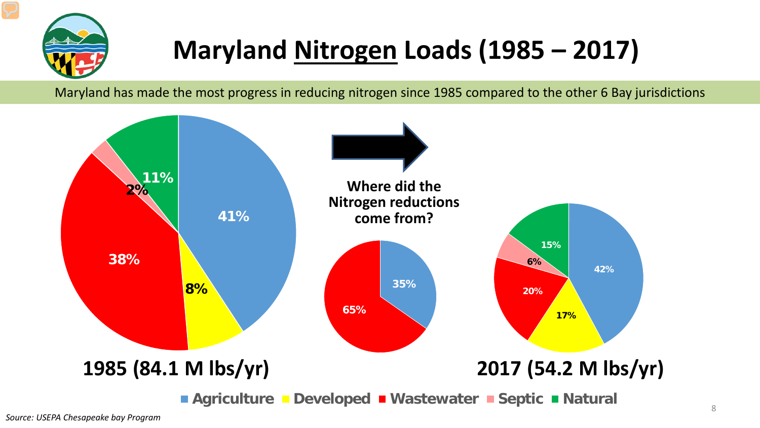# Maryland Nitrogen Loads (1985 – 2017)

Maryland has made the most progress in reducing nitrogen since 1985 compared to the other 6 Bay jurisdictions

**1985 (84.1 M lbs/yr)**

- Agriculture: 41%
- Developed: 8%
- Wastewater: 38%
- Septic: 2%
- Natural: 11%

**Where did the Nitrogen reductions come from?**

- Agriculture: 35%
- Wastewater: 65%

**2017 (54.2 M lbs/yr)**

- Agriculture: 42%
- Developed: 17%
- Wastewater: 20%
- Septic: 6%
- Natural: 15%

Agriculture | Developed | Wastewater | Septic | Natural

*Source: USEPA Chesapeake bay Program*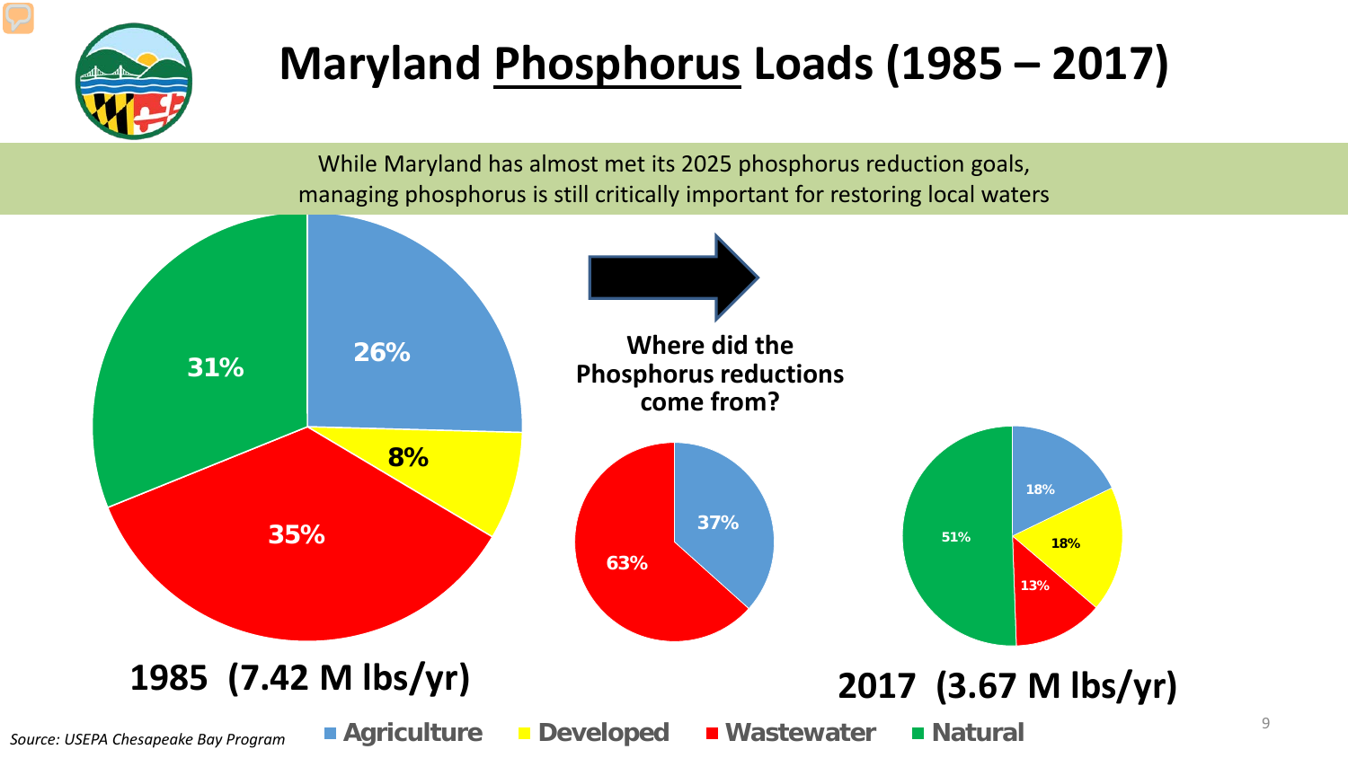# Maryland Phosphorus Loads (1985 – 2017)

While Maryland has almost met its 2025 phosphorus reduction goals, managing phosphorus is still critically important for restoring local waters

**1985 (7.42 M lbs/yr)**

| Source | Share |
|---|---|
| Agriculture | 26% |
| Developed | 8% |
| Wastewater | 35% |
| Natural | 31% |

**Where did the Phosphorus reductions come from?**

| Source | Share |
|---|---|
| Agriculture | 37% |
| Wastewater | 63% |

**2017 (3.67 M lbs/yr)**

| Source | Share |
|---|---|
| Agriculture | 18% |
| Developed | 18% |
| Wastewater | 13% |
| Natural | 51% |

Agriculture · Developed · Wastewater · Natural

*Source: USEPA Chesapeake Bay Program*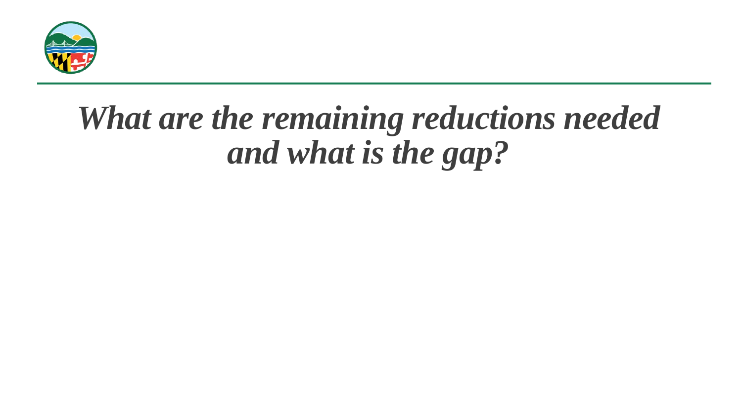# *What are the remaining reductions needed and what is the gap?*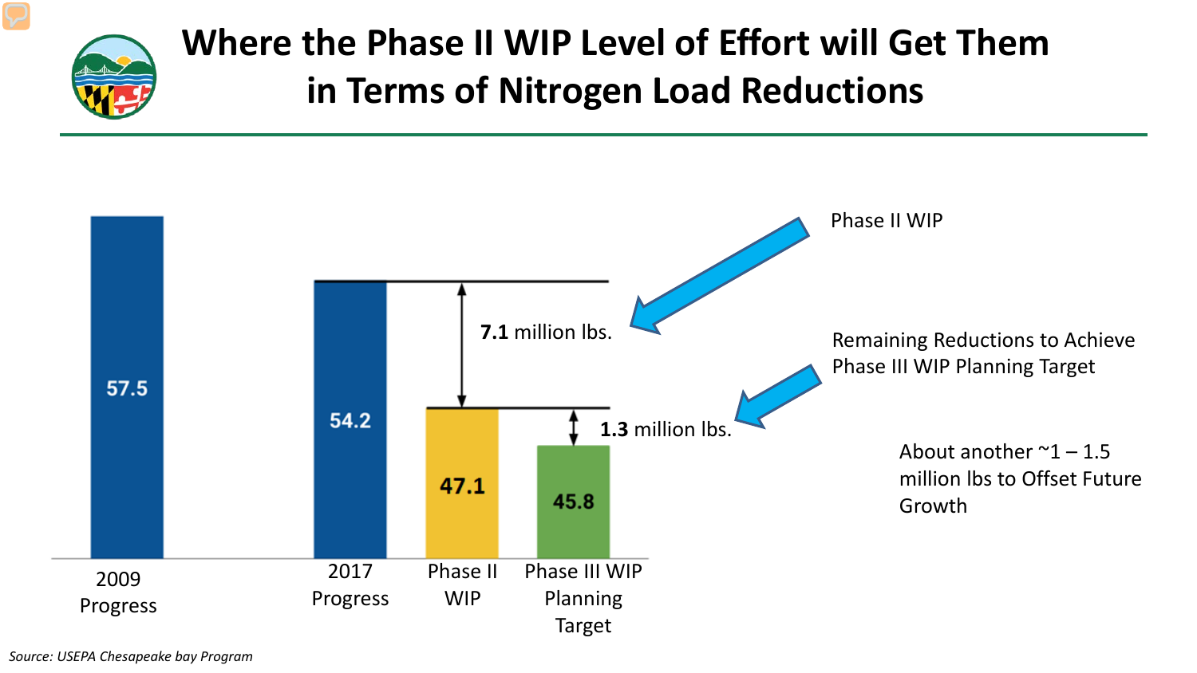# Where the Phase II WIP Level of Effort will Get Them in Terms of Nitrogen Load Reductions

| 2009 Progress | 2017 Progress | Phase II WIP | Phase III WIP Planning Target |
|---|---|---|---|
| 57.5 | 54.2 | 47.1 | 45.8 |

**7.1** million lbs. — Phase II WIP

**1.3** million lbs. — Remaining Reductions to Achieve Phase III WIP Planning Target

About another ~1 – 1.5 million lbs to Offset Future Growth

*Source: USEPA Chesapeake bay Program*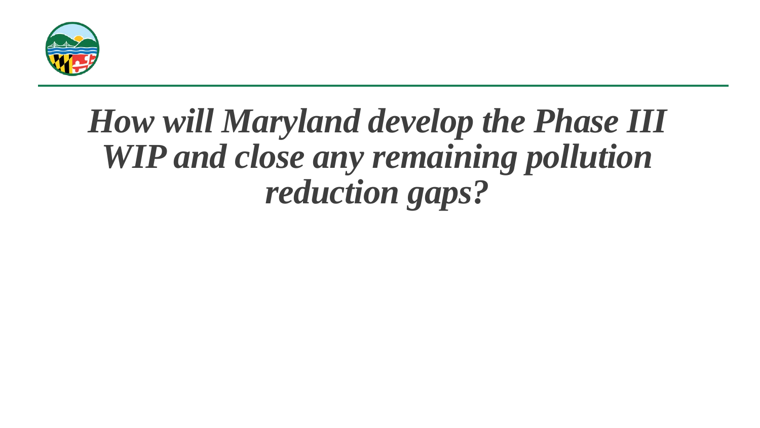# *How will Maryland develop the Phase III WIP and close any remaining pollution reduction gaps?*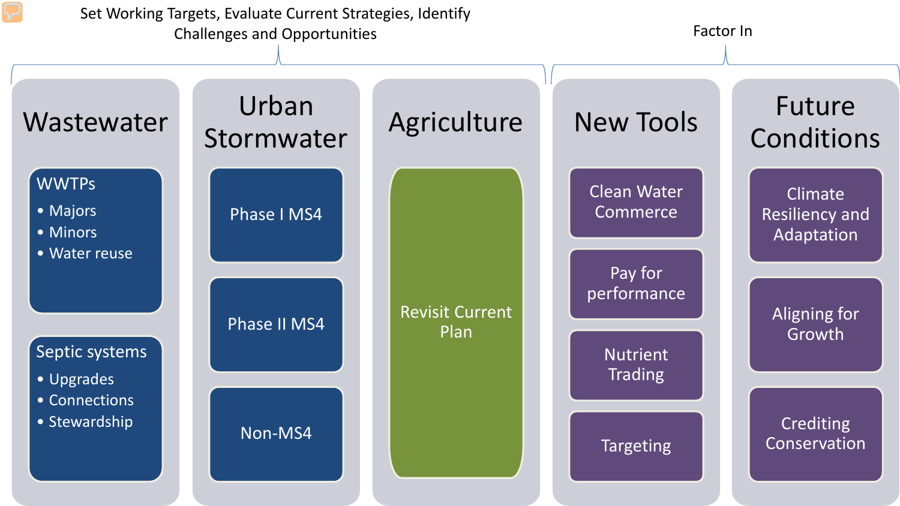Set Working Targets, Evaluate Current Strategies, Identify Challenges and Opportunities

Factor In

## Wastewater

**WWTPs**

- Majors
- Minors
- Water reuse

**Septic systems**

- Upgrades
- Connections
- Stewardship

## Urban Stormwater

- Phase I MS4
- Phase II MS4
- Non-MS4

## Agriculture

- Revisit Current Plan

## New Tools

- Clean Water Commerce
- Pay for performance
- Nutrient Trading
- Targeting

## Future Conditions

- Climate Resiliency and Adaptation
- Aligning for Growth
- Crediting Conservation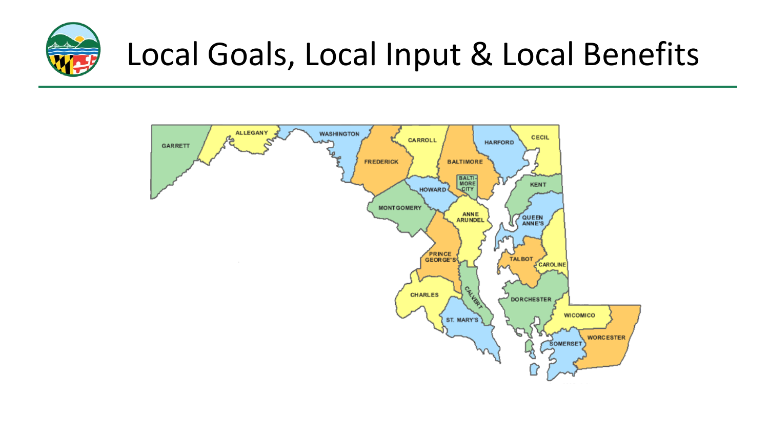# Local Goals, Local Input & Local Benefits

GARRETT
ALLEGANY
WASHINGTON
CARROLL
HARFORD
CECIL
FREDERICK
BALTIMORE
BALTIMORE CITY
KENT
HOWARD
MONTGOMERY
ANNE ARUNDEL
QUEEN ANNE'S
PRINCE GEORGE'S
TALBOT
CAROLINE
CALVERT
CHARLES
DORCHESTER
ST. MARY'S
WICOMICO
WORCESTER
SOMERSET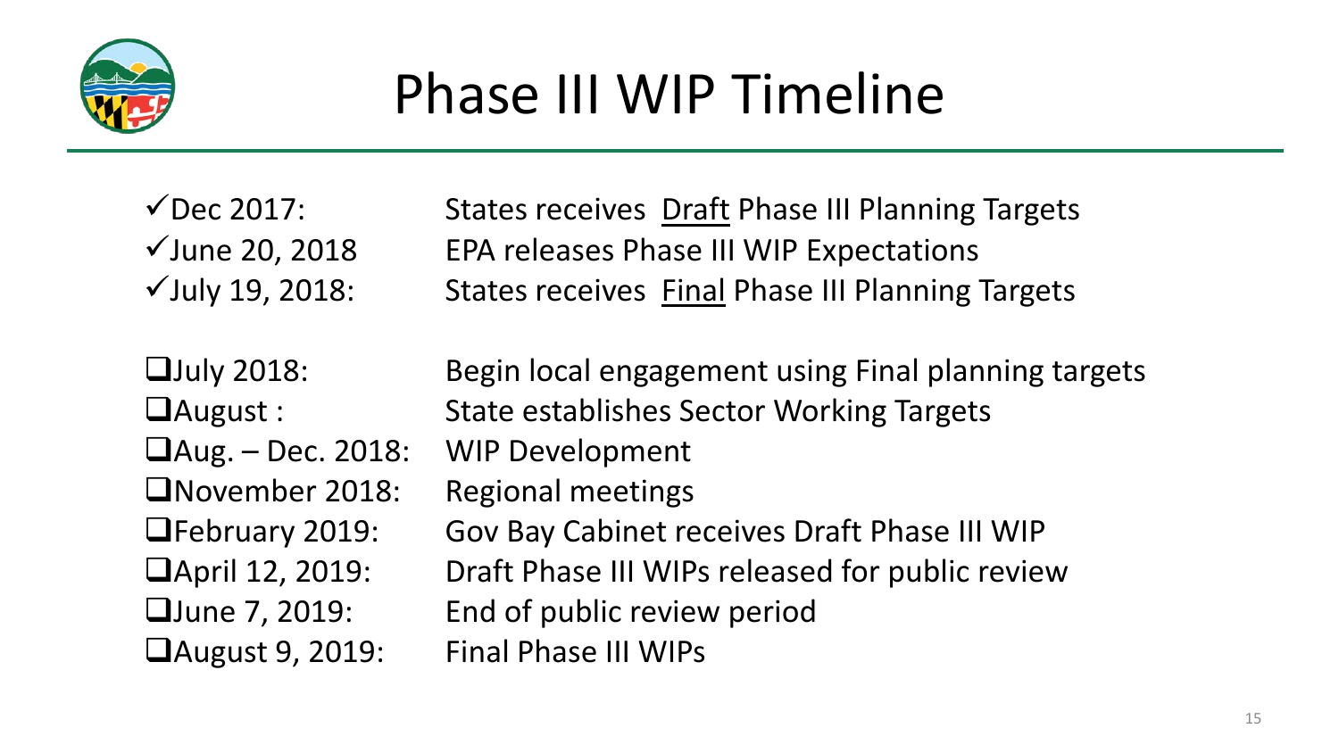# Phase III WIP Timeline

- ✓Dec 2017: States receives <u>Draft</u> Phase III Planning Targets
- ✓June 20, 2018 EPA releases Phase III WIP Expectations
- ✓July 19, 2018: States receives <u>Final</u> Phase III Planning Targets

- ❑July 2018: Begin local engagement using Final planning targets
- ❑August : State establishes Sector Working Targets
- ❑Aug. – Dec. 2018: WIP Development
- ❑November 2018: Regional meetings
- ❑February 2019: Gov Bay Cabinet receives Draft Phase III WIP
- ❑April 12, 2019: Draft Phase III WIPs released for public review
- ❑June 7, 2019: End of public review period
- ❑August 9, 2019: Final Phase III WIPs